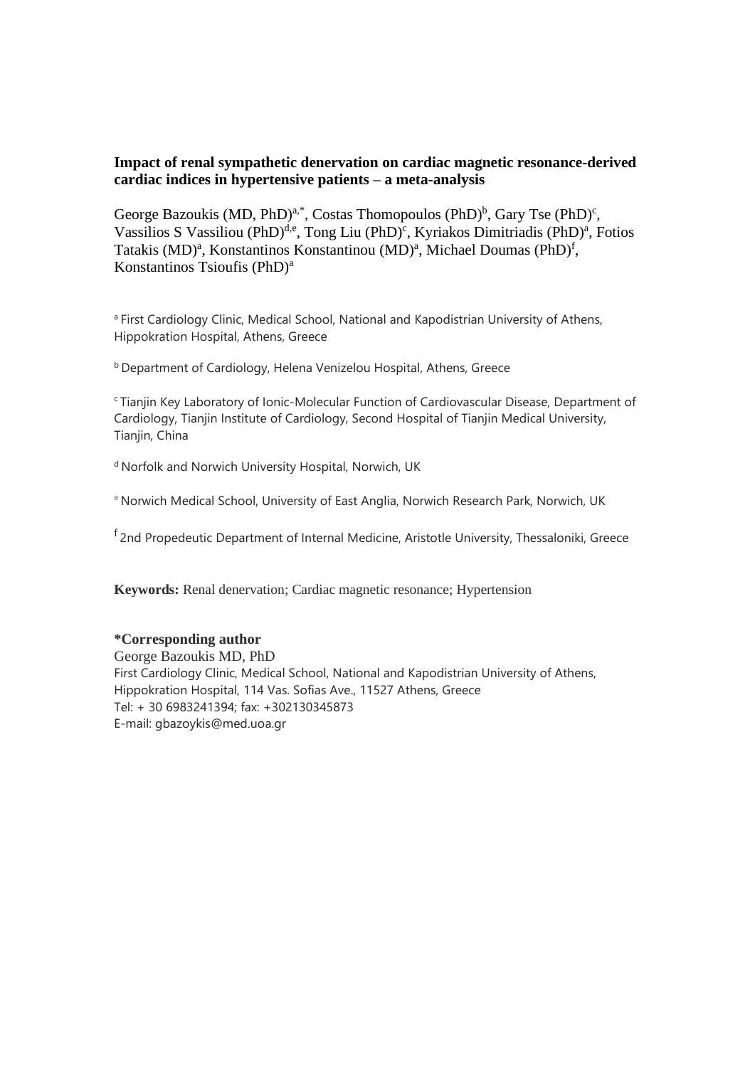**Impact of renal sympathetic denervation on cardiac magnetic resonance-derived cardiac indices in hypertensive patients – a meta-analysis**

George Bazoukis (MD, PhD)[a,*], Costas Thomopoulos (PhD)[b], Gary Tse (PhD)[c], Vassilios S Vassiliou (PhD)[d,e], Tong Liu (PhD)[c], Kyriakos Dimitriadis (PhD)[a], Fotios Tatakis (MD)[a], Konstantinos Konstantinou (MD)[a], Michael Doumas (PhD)[f], Konstantinos Tsioufis (PhD)[a]

[a] First Cardiology Clinic, Medical School, National and Kapodistrian University of Athens, Hippokration Hospital, Athens, Greece

[b] Department of Cardiology, Helena Venizelou Hospital, Athens, Greece

[c] Tianjin Key Laboratory of Ionic-Molecular Function of Cardiovascular Disease, Department of Cardiology, Tianjin Institute of Cardiology, Second Hospital of Tianjin Medical University, Tianjin, China

[d] Norfolk and Norwich University Hospital, Norwich, UK

[e] Norwich Medical School, University of East Anglia, Norwich Research Park, Norwich, UK

[f] 2nd Propedeutic Department of Internal Medicine, Aristotle University, Thessaloniki, Greece

**Keywords:** Renal denervation; Cardiac magnetic resonance; Hypertension

**\*Corresponding author**

George Bazoukis MD, PhD
First Cardiology Clinic, Medical School, National and Kapodistrian University of Athens, Hippokration Hospital, 114 Vas. Sofias Ave., 11527 Athens, Greece
Tel: + 30 6983241394; fax: +302130345873
E-mail: gbazoykis@med.uoa.gr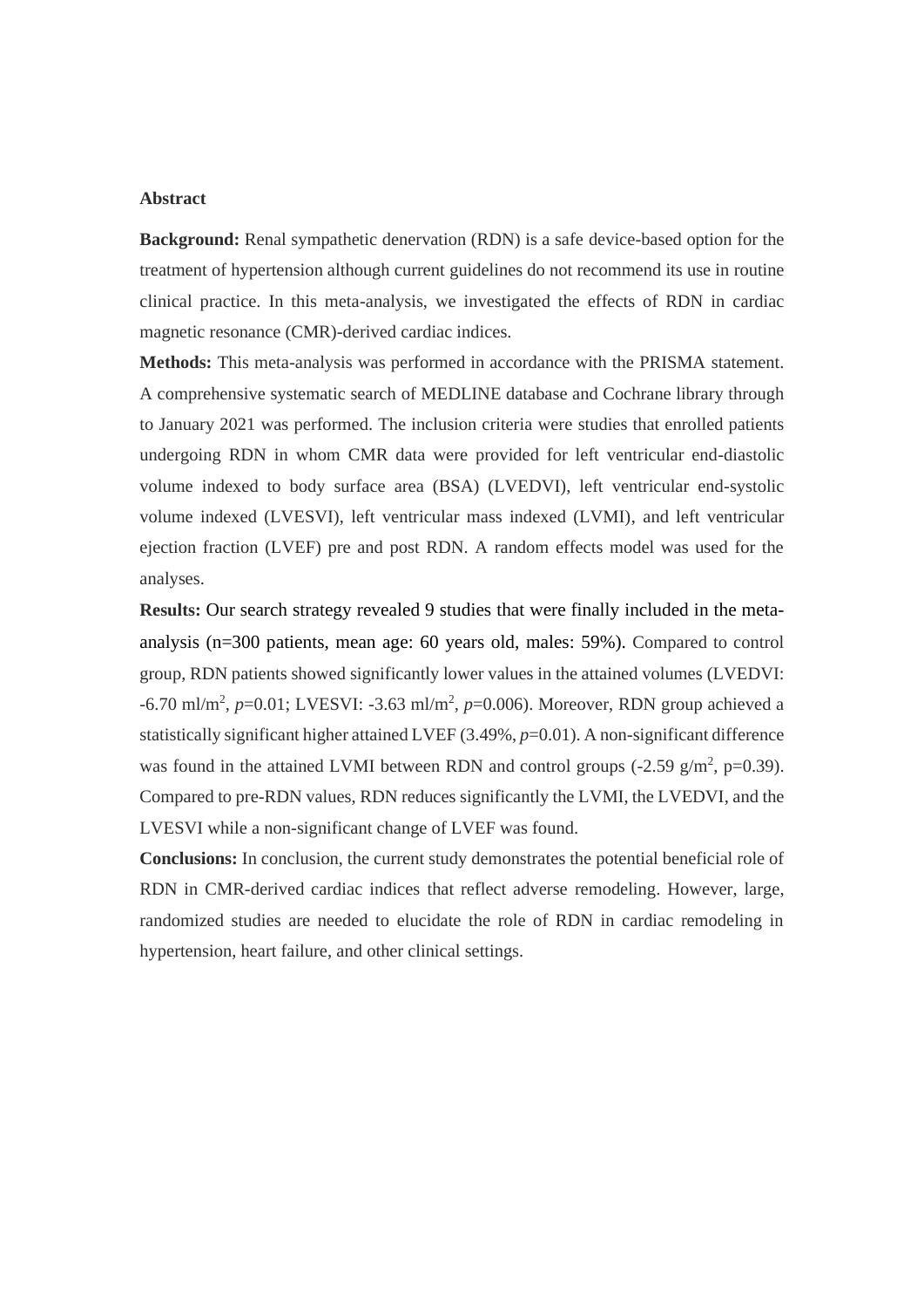## Abstract

**Background:** Renal sympathetic denervation (RDN) is a safe device-based option for the treatment of hypertension although current guidelines do not recommend its use in routine clinical practice. In this meta-analysis, we investigated the effects of RDN in cardiac magnetic resonance (CMR)-derived cardiac indices.

**Methods:** This meta-analysis was performed in accordance with the PRISMA statement. A comprehensive systematic search of MEDLINE database and Cochrane library through to January 2021 was performed. The inclusion criteria were studies that enrolled patients undergoing RDN in whom CMR data were provided for left ventricular end-diastolic volume indexed to body surface area (BSA) (LVEDVI), left ventricular end-systolic volume indexed (LVESVI), left ventricular mass indexed (LVMI), and left ventricular ejection fraction (LVEF) pre and post RDN. A random effects model was used for the analyses.

**Results:** Our search strategy revealed 9 studies that were finally included in the meta-analysis (n=300 patients, mean age: 60 years old, males: 59%). Compared to control group, RDN patients showed significantly lower values in the attained volumes (LVEDVI: -6.70 ml/$m^2$, *p*=0.01; LVESVI: -3.63 ml/$m^2$, *p*=0.006). Moreover, RDN group achieved a statistically significant higher attained LVEF (3.49%, *p*=0.01). A non-significant difference was found in the attained LVMI between RDN and control groups (-2.59 g/$m^2$, p=0.39). Compared to pre-RDN values, RDN reduces significantly the LVMI, the LVEDVI, and the LVESVI while a non-significant change of LVEF was found.

**Conclusions:** In conclusion, the current study demonstrates the potential beneficial role of RDN in CMR-derived cardiac indices that reflect adverse remodeling. However, large, randomized studies are needed to elucidate the role of RDN in cardiac remodeling in hypertension, heart failure, and other clinical settings.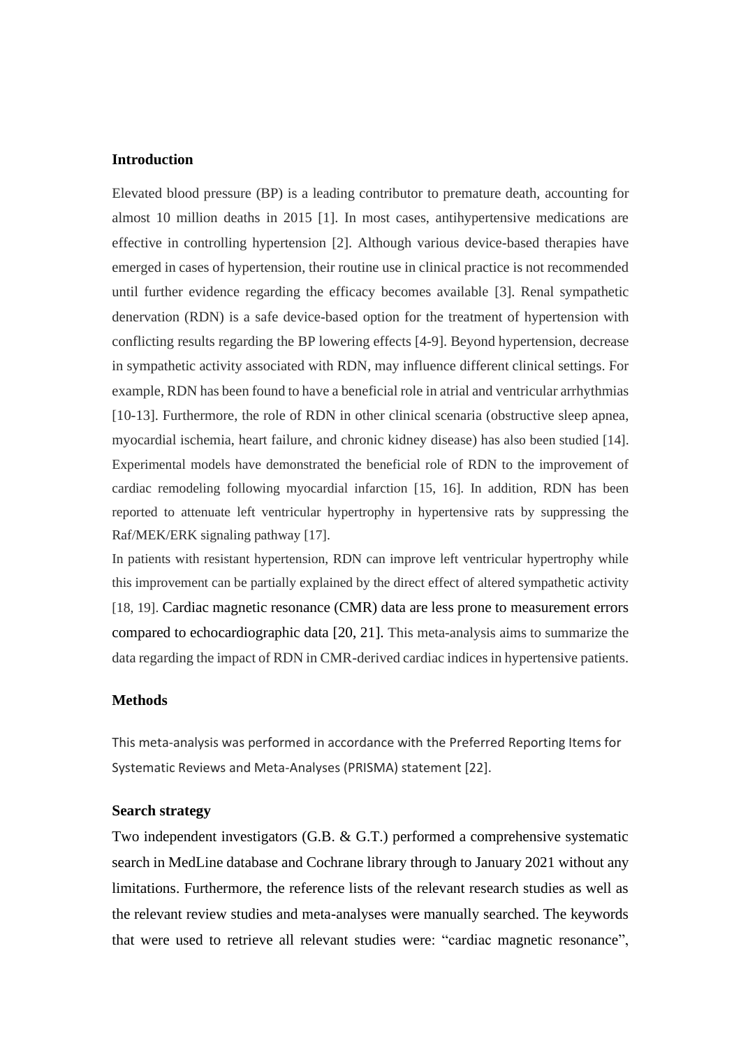## Introduction

Elevated blood pressure (BP) is a leading contributor to premature death, accounting for almost 10 million deaths in 2015 [1]. In most cases, antihypertensive medications are effective in controlling hypertension [2]. Although various device-based therapies have emerged in cases of hypertension, their routine use in clinical practice is not recommended until further evidence regarding the efficacy becomes available [3]. Renal sympathetic denervation (RDN) is a safe device-based option for the treatment of hypertension with conflicting results regarding the BP lowering effects [4-9]. Beyond hypertension, decrease in sympathetic activity associated with RDN, may influence different clinical settings. For example, RDN has been found to have a beneficial role in atrial and ventricular arrhythmias [10-13]. Furthermore, the role of RDN in other clinical scenaria (obstructive sleep apnea, myocardial ischemia, heart failure, and chronic kidney disease) has also been studied [14]. Experimental models have demonstrated the beneficial role of RDN to the improvement of cardiac remodeling following myocardial infarction [15, 16]. In addition, RDN has been reported to attenuate left ventricular hypertrophy in hypertensive rats by suppressing the Raf/MEK/ERK signaling pathway [17].

In patients with resistant hypertension, RDN can improve left ventricular hypertrophy while this improvement can be partially explained by the direct effect of altered sympathetic activity [18, 19]. Cardiac magnetic resonance (CMR) data are less prone to measurement errors compared to echocardiographic data [20, 21]. This meta-analysis aims to summarize the data regarding the impact of RDN in CMR-derived cardiac indices in hypertensive patients.

## Methods

This meta-analysis was performed in accordance with the Preferred Reporting Items for Systematic Reviews and Meta-Analyses (PRISMA) statement [22].

### Search strategy

Two independent investigators (G.B. & G.T.) performed a comprehensive systematic search in MedLine database and Cochrane library through to January 2021 without any limitations. Furthermore, the reference lists of the relevant research studies as well as the relevant review studies and meta-analyses were manually searched. The keywords that were used to retrieve all relevant studies were: “cardiac magnetic resonance”,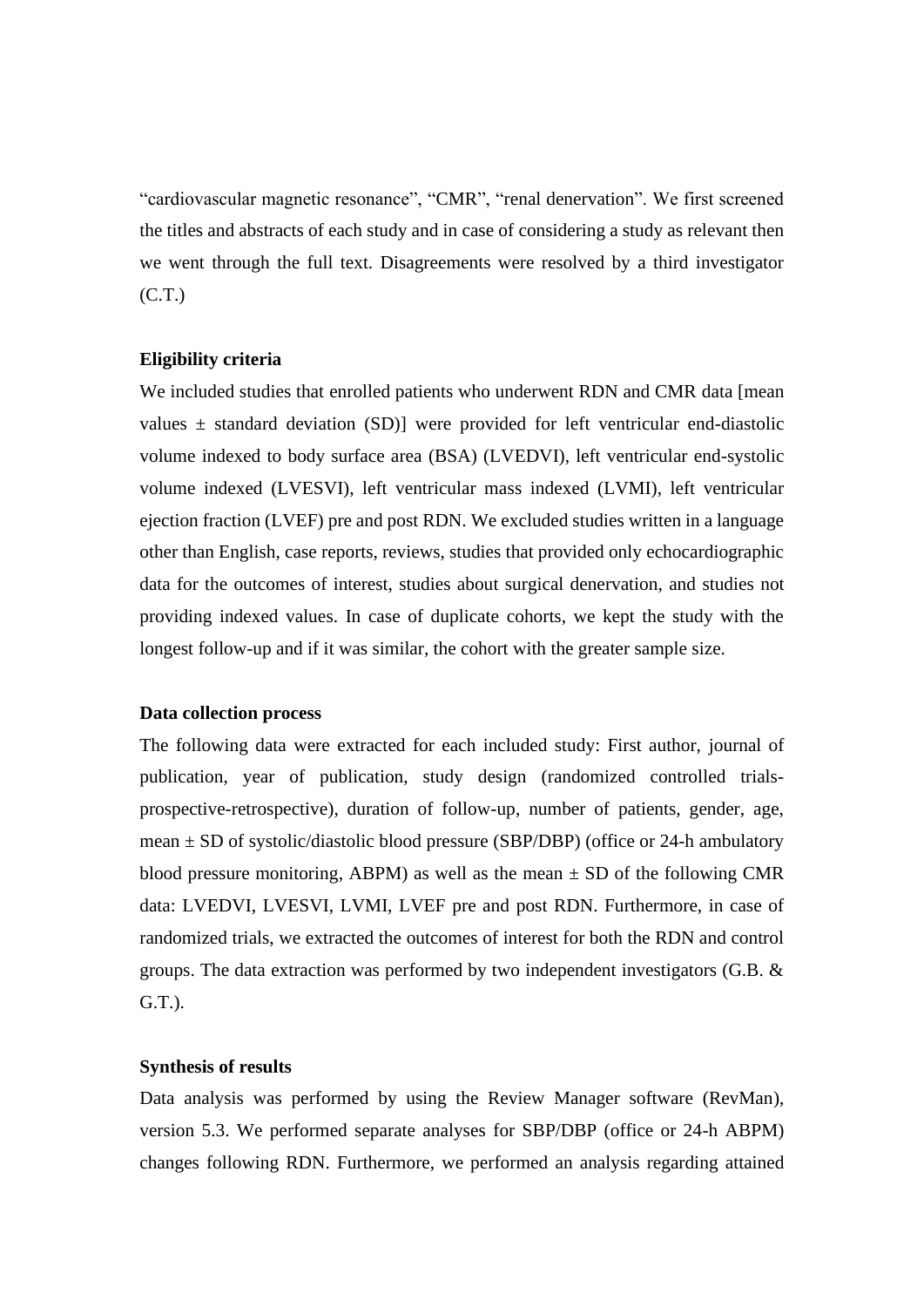"cardiovascular magnetic resonance", "CMR", "renal denervation". We first screened the titles and abstracts of each study and in case of considering a study as relevant then we went through the full text. Disagreements were resolved by a third investigator (C.T.)

**Eligibility criteria**

We included studies that enrolled patients who underwent RDN and CMR data [mean values ± standard deviation (SD)] were provided for left ventricular end-diastolic volume indexed to body surface area (BSA) (LVEDVI), left ventricular end-systolic volume indexed (LVESVI), left ventricular mass indexed (LVMI), left ventricular ejection fraction (LVEF) pre and post RDN. We excluded studies written in a language other than English, case reports, reviews, studies that provided only echocardiographic data for the outcomes of interest, studies about surgical denervation, and studies not providing indexed values. In case of duplicate cohorts, we kept the study with the longest follow-up and if it was similar, the cohort with the greater sample size.

**Data collection process**

The following data were extracted for each included study: First author, journal of publication, year of publication, study design (randomized controlled trials-prospective-retrospective), duration of follow-up, number of patients, gender, age, mean ± SD of systolic/diastolic blood pressure (SBP/DBP) (office or 24-h ambulatory blood pressure monitoring, ABPM) as well as the mean ± SD of the following CMR data: LVEDVI, LVESVI, LVMI, LVEF pre and post RDN. Furthermore, in case of randomized trials, we extracted the outcomes of interest for both the RDN and control groups. The data extraction was performed by two independent investigators (G.B. & G.T.).

**Synthesis of results**

Data analysis was performed by using the Review Manager software (RevMan), version 5.3. We performed separate analyses for SBP/DBP (office or 24-h ABPM) changes following RDN. Furthermore, we performed an analysis regarding attained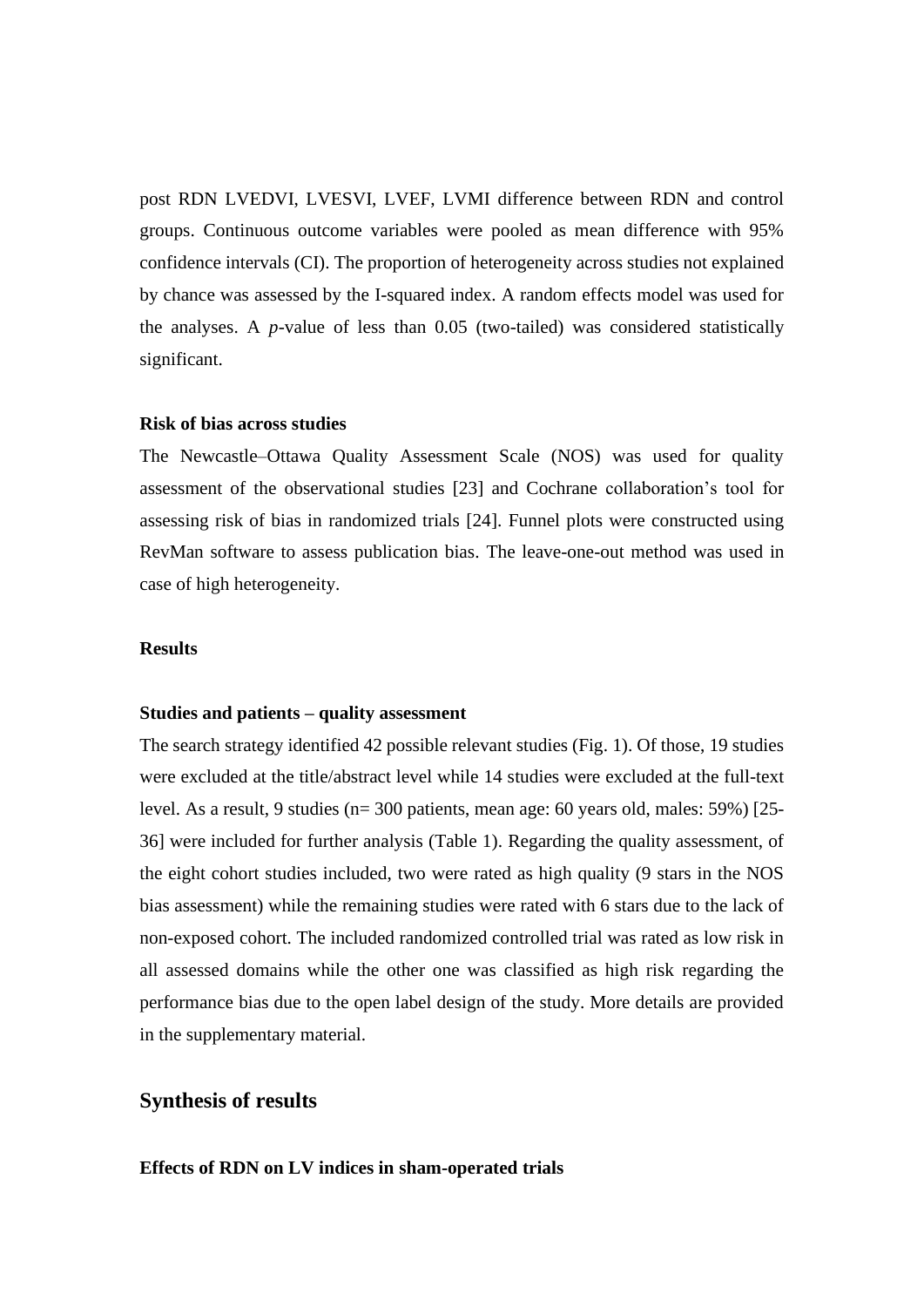post RDN LVEDVI, LVESVI, LVEF, LVMI difference between RDN and control groups. Continuous outcome variables were pooled as mean difference with 95% confidence intervals (CI). The proportion of heterogeneity across studies not explained by chance was assessed by the I-squared index. A random effects model was used for the analyses. A *p*-value of less than 0.05 (two-tailed) was considered statistically significant.

**Risk of bias across studies**

The Newcastle–Ottawa Quality Assessment Scale (NOS) was used for quality assessment of the observational studies [23] and Cochrane collaboration's tool for assessing risk of bias in randomized trials [24]. Funnel plots were constructed using RevMan software to assess publication bias. The leave-one-out method was used in case of high heterogeneity.

**Results**

**Studies and patients – quality assessment**

The search strategy identified 42 possible relevant studies (Fig. 1). Of those, 19 studies were excluded at the title/abstract level while 14 studies were excluded at the full-text level. As a result, 9 studies (n= 300 patients, mean age: 60 years old, males: 59%) [25-36] were included for further analysis (Table 1). Regarding the quality assessment, of the eight cohort studies included, two were rated as high quality (9 stars in the NOS bias assessment) while the remaining studies were rated with 6 stars due to the lack of non-exposed cohort. The included randomized controlled trial was rated as low risk in all assessed domains while the other one was classified as high risk regarding the performance bias due to the open label design of the study. More details are provided in the supplementary material.

## Synthesis of results

**Effects of RDN on LV indices in sham-operated trials**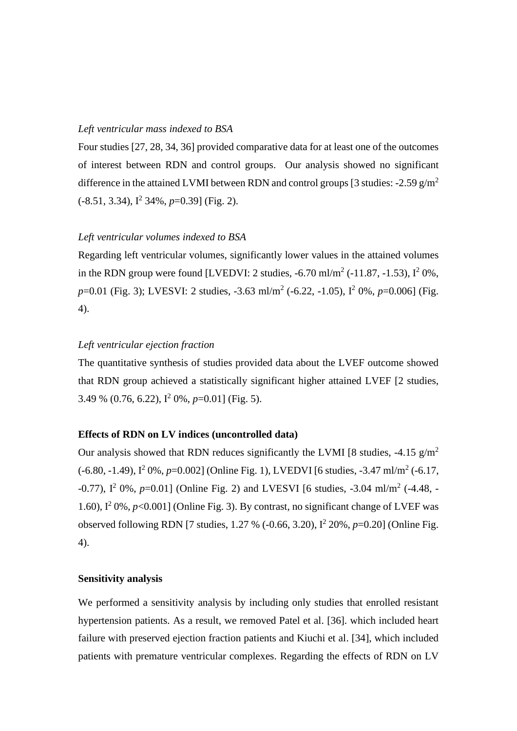*Left ventricular mass indexed to BSA*

Four studies [27, 28, 34, 36] provided comparative data for at least one of the outcomes of interest between RDN and control groups. Our analysis showed no significant difference in the attained LVMI between RDN and control groups [3 studies: -2.59 g/m$^2$ (-8.51, 3.34), $I^2$ 34%, $p$=0.39] (Fig. 2).

*Left ventricular volumes indexed to BSA*

Regarding left ventricular volumes, significantly lower values in the attained volumes in the RDN group were found [LVEDVI: 2 studies, -6.70 ml/m$^2$ (-11.87, -1.53), $I^2$ 0%, $p$=0.01 (Fig. 3); LVESVI: 2 studies, -3.63 ml/m$^2$ (-6.22, -1.05), $I^2$ 0%, $p$=0.006] (Fig. 4).

*Left ventricular ejection fraction*

The quantitative synthesis of studies provided data about the LVEF outcome showed that RDN group achieved a statistically significant higher attained LVEF [2 studies, 3.49 % (0.76, 6.22), $I^2$ 0%, $p$=0.01] (Fig. 5).

**Effects of RDN on LV indices (uncontrolled data)**

Our analysis showed that RDN reduces significantly the LVMI [8 studies, -4.15 g/m$^2$ (-6.80, -1.49), $I^2$ 0%, $p$=0.002] (Online Fig. 1), LVEDVI [6 studies, -3.47 ml/m$^2$ (-6.17, -0.77), $I^2$ 0%, $p$=0.01] (Online Fig. 2) and LVESVI [6 studies, -3.04 ml/m$^2$ (-4.48, -1.60), $I^2$ 0%, $p$<0.001] (Online Fig. 3). By contrast, no significant change of LVEF was observed following RDN [7 studies, 1.27 % (-0.66, 3.20), $I^2$ 20%, $p$=0.20] (Online Fig. 4).

**Sensitivity analysis**

We performed a sensitivity analysis by including only studies that enrolled resistant hypertension patients. As a result, we removed Patel et al. [36]. which included heart failure with preserved ejection fraction patients and Kiuchi et al. [34], which included patients with premature ventricular complexes. Regarding the effects of RDN on LV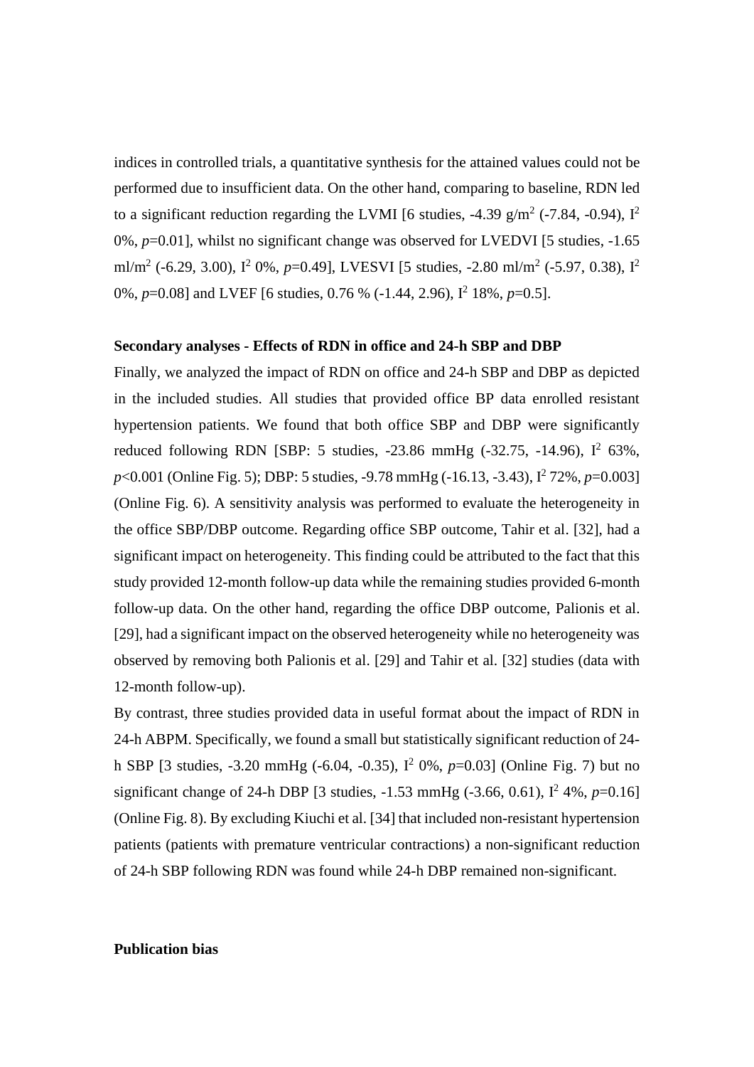indices in controlled trials, a quantitative synthesis for the attained values could not be performed due to insufficient data. On the other hand, comparing to baseline, RDN led to a significant reduction regarding the LVMI [6 studies, -4.39 g/m$^2$ (-7.84, -0.94), $I^2$ 0%, $p$=0.01], whilst no significant change was observed for LVEDVI [5 studies, -1.65 ml/m$^2$ (-6.29, 3.00), $I^2$ 0%, $p$=0.49], LVESVI [5 studies, -2.80 ml/m$^2$ (-5.97, 0.38), $I^2$ 0%, $p$=0.08] and LVEF [6 studies, 0.76 % (-1.44, 2.96), $I^2$ 18%, $p$=0.5].

**Secondary analyses - Effects of RDN in office and 24-h SBP and DBP**

Finally, we analyzed the impact of RDN on office and 24-h SBP and DBP as depicted in the included studies. All studies that provided office BP data enrolled resistant hypertension patients. We found that both office SBP and DBP were significantly reduced following RDN [SBP: 5 studies, -23.86 mmHg (-32.75, -14.96), $I^2$ 63%, $p$<0.001 (Online Fig. 5); DBP: 5 studies, -9.78 mmHg (-16.13, -3.43), $I^2$ 72%, $p$=0.003] (Online Fig. 6). A sensitivity analysis was performed to evaluate the heterogeneity in the office SBP/DBP outcome. Regarding office SBP outcome, Tahir et al. [32], had a significant impact on heterogeneity. This finding could be attributed to the fact that this study provided 12-month follow-up data while the remaining studies provided 6-month follow-up data. On the other hand, regarding the office DBP outcome, Palionis et al. [29], had a significant impact on the observed heterogeneity while no heterogeneity was observed by removing both Palionis et al. [29] and Tahir et al. [32] studies (data with 12-month follow-up).

By contrast, three studies provided data in useful format about the impact of RDN in 24-h ABPM. Specifically, we found a small but statistically significant reduction of 24-h SBP [3 studies, -3.20 mmHg (-6.04, -0.35), $I^2$ 0%, $p$=0.03] (Online Fig. 7) but no significant change of 24-h DBP [3 studies, -1.53 mmHg (-3.66, 0.61), $I^2$ 4%, $p$=0.16] (Online Fig. 8). By excluding Kiuchi et al. [34] that included non-resistant hypertension patients (patients with premature ventricular contractions) a non-significant reduction of 24-h SBP following RDN was found while 24-h DBP remained non-significant.

**Publication bias**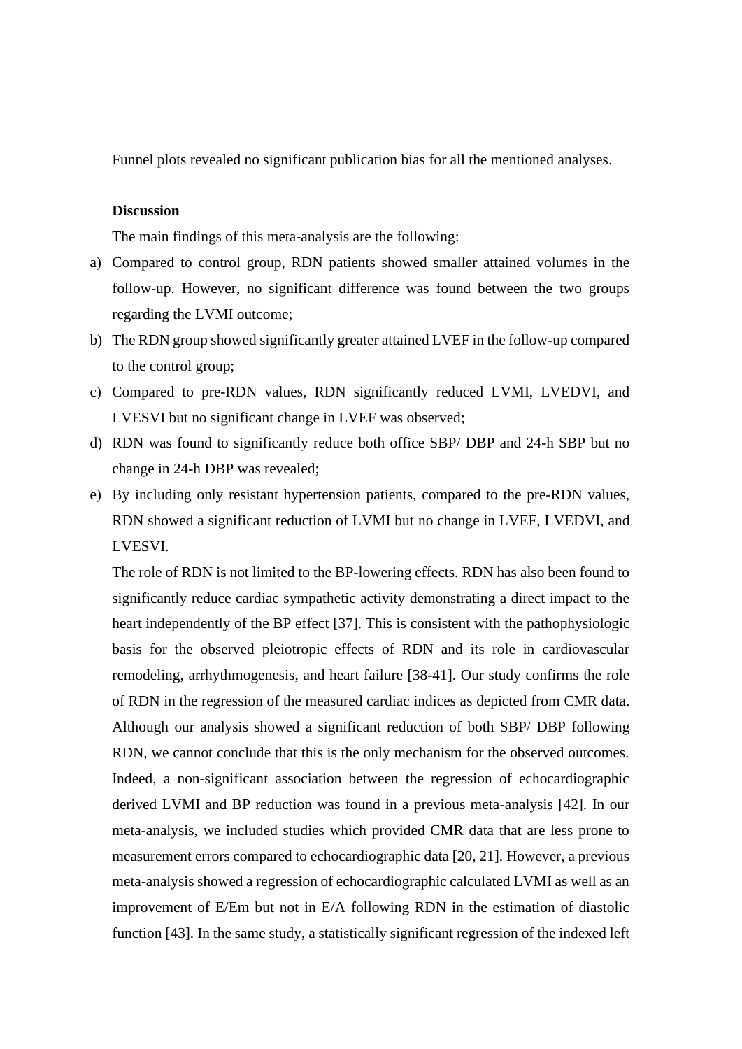Funnel plots revealed no significant publication bias for all the mentioned analyses.

**Discussion**

The main findings of this meta-analysis are the following:

a) Compared to control group, RDN patients showed smaller attained volumes in the follow-up. However, no significant difference was found between the two groups regarding the LVMI outcome;
b) The RDN group showed significantly greater attained LVEF in the follow-up compared to the control group;
c) Compared to pre-RDN values, RDN significantly reduced LVMI, LVEDVI, and LVESVI but no significant change in LVEF was observed;
d) RDN was found to significantly reduce both office SBP/ DBP and 24-h SBP but no change in 24-h DBP was revealed;
e) By including only resistant hypertension patients, compared to the pre-RDN values, RDN showed a significant reduction of LVMI but no change in LVEF, LVEDVI, and LVESVI.

The role of RDN is not limited to the BP-lowering effects. RDN has also been found to significantly reduce cardiac sympathetic activity demonstrating a direct impact to the heart independently of the BP effect [37]. This is consistent with the pathophysiologic basis for the observed pleiotropic effects of RDN and its role in cardiovascular remodeling, arrhythmogenesis, and heart failure [38-41]. Our study confirms the role of RDN in the regression of the measured cardiac indices as depicted from CMR data. Although our analysis showed a significant reduction of both SBP/ DBP following RDN, we cannot conclude that this is the only mechanism for the observed outcomes. Indeed, a non-significant association between the regression of echocardiographic derived LVMI and BP reduction was found in a previous meta-analysis [42]. In our meta-analysis, we included studies which provided CMR data that are less prone to measurement errors compared to echocardiographic data [20, 21]. However, a previous meta-analysis showed a regression of echocardiographic calculated LVMI as well as an improvement of E/Em but not in E/A following RDN in the estimation of diastolic function [43]. In the same study, a statistically significant regression of the indexed left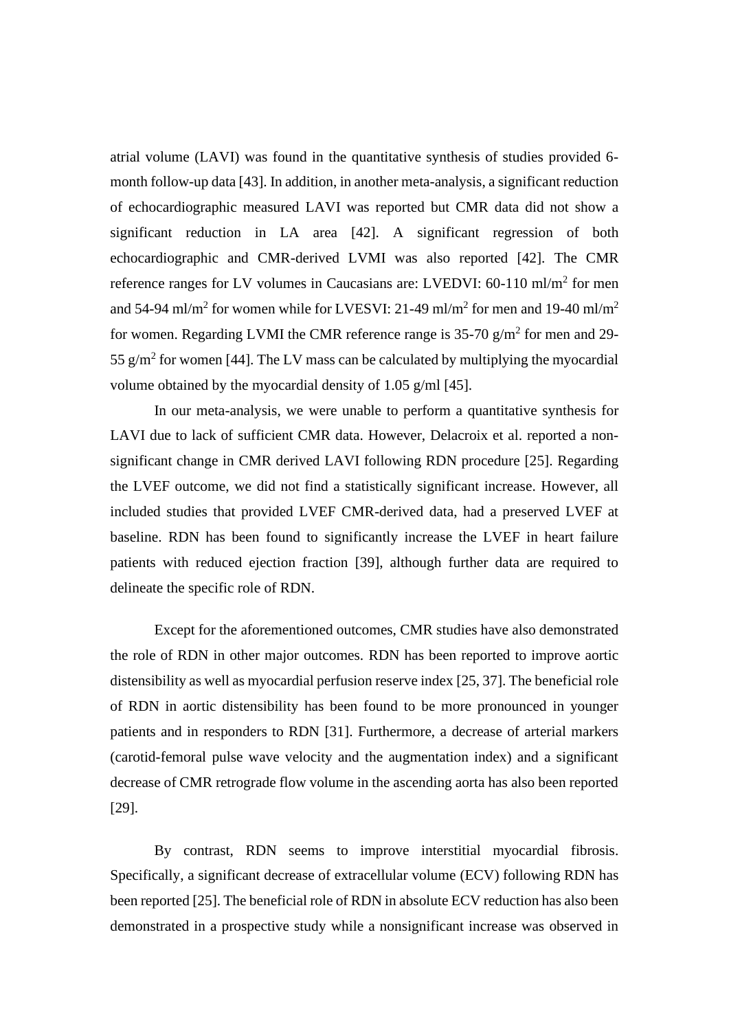atrial volume (LAVI) was found in the quantitative synthesis of studies provided 6-month follow-up data [43]. In addition, in another meta-analysis, a significant reduction of echocardiographic measured LAVI was reported but CMR data did not show a significant reduction in LA area [42]. A significant regression of both echocardiographic and CMR-derived LVMI was also reported [42]. The CMR reference ranges for LV volumes in Caucasians are: LVEDVI: 60-110 ml/$m^2$ for men and 54-94 ml/$m^2$ for women while for LVESVI: 21-49 ml/$m^2$ for men and 19-40 ml/$m^2$ for women. Regarding LVMI the CMR reference range is 35-70 g/$m^2$ for men and 29-55 g/$m^2$ for women [44]. The LV mass can be calculated by multiplying the myocardial volume obtained by the myocardial density of 1.05 g/ml [45].

In our meta-analysis, we were unable to perform a quantitative synthesis for LAVI due to lack of sufficient CMR data. However, Delacroix et al. reported a non-significant change in CMR derived LAVI following RDN procedure [25]. Regarding the LVEF outcome, we did not find a statistically significant increase. However, all included studies that provided LVEF CMR-derived data, had a preserved LVEF at baseline. RDN has been found to significantly increase the LVEF in heart failure patients with reduced ejection fraction [39], although further data are required to delineate the specific role of RDN.

Except for the aforementioned outcomes, CMR studies have also demonstrated the role of RDN in other major outcomes. RDN has been reported to improve aortic distensibility as well as myocardial perfusion reserve index [25, 37]. The beneficial role of RDN in aortic distensibility has been found to be more pronounced in younger patients and in responders to RDN [31]. Furthermore, a decrease of arterial markers (carotid-femoral pulse wave velocity and the augmentation index) and a significant decrease of CMR retrograde flow volume in the ascending aorta has also been reported [29].

By contrast, RDN seems to improve interstitial myocardial fibrosis. Specifically, a significant decrease of extracellular volume (ECV) following RDN has been reported [25]. The beneficial role of RDN in absolute ECV reduction has also been demonstrated in a prospective study while a nonsignificant increase was observed in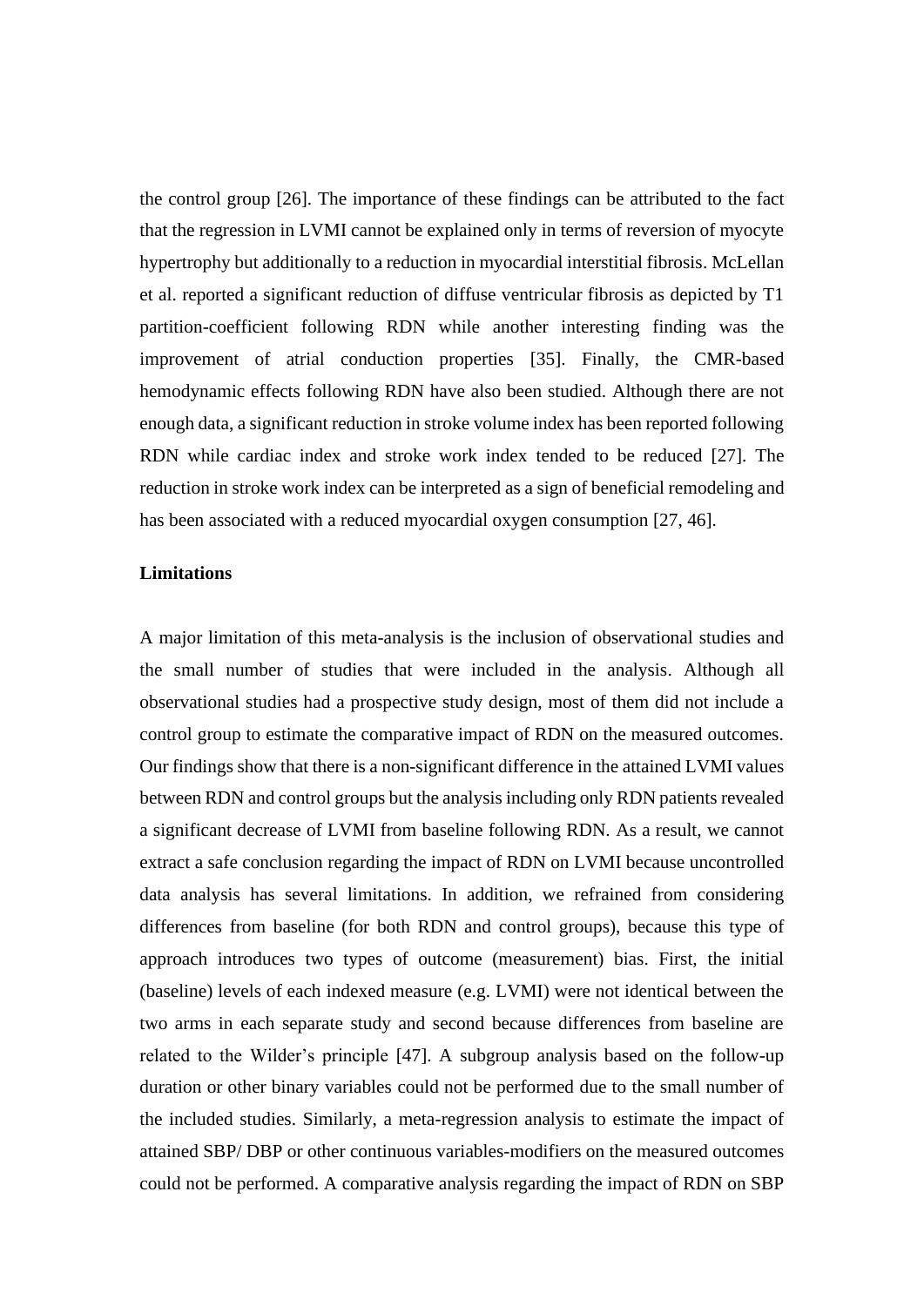the control group [26]. The importance of these findings can be attributed to the fact that the regression in LVMI cannot be explained only in terms of reversion of myocyte hypertrophy but additionally to a reduction in myocardial interstitial fibrosis. McLellan et al. reported a significant reduction of diffuse ventricular fibrosis as depicted by T1 partition-coefficient following RDN while another interesting finding was the improvement of atrial conduction properties [35]. Finally, the CMR-based hemodynamic effects following RDN have also been studied. Although there are not enough data, a significant reduction in stroke volume index has been reported following RDN while cardiac index and stroke work index tended to be reduced [27]. The reduction in stroke work index can be interpreted as a sign of beneficial remodeling and has been associated with a reduced myocardial oxygen consumption [27, 46].

**Limitations**

A major limitation of this meta-analysis is the inclusion of observational studies and the small number of studies that were included in the analysis. Although all observational studies had a prospective study design, most of them did not include a control group to estimate the comparative impact of RDN on the measured outcomes. Our findings show that there is a non-significant difference in the attained LVMI values between RDN and control groups but the analysis including only RDN patients revealed a significant decrease of LVMI from baseline following RDN. As a result, we cannot extract a safe conclusion regarding the impact of RDN on LVMI because uncontrolled data analysis has several limitations. In addition, we refrained from considering differences from baseline (for both RDN and control groups), because this type of approach introduces two types of outcome (measurement) bias. First, the initial (baseline) levels of each indexed measure (e.g. LVMI) were not identical between the two arms in each separate study and second because differences from baseline are related to the Wilder's principle [47]. A subgroup analysis based on the follow-up duration or other binary variables could not be performed due to the small number of the included studies. Similarly, a meta-regression analysis to estimate the impact of attained SBP/ DBP or other continuous variables-modifiers on the measured outcomes could not be performed. A comparative analysis regarding the impact of RDN on SBP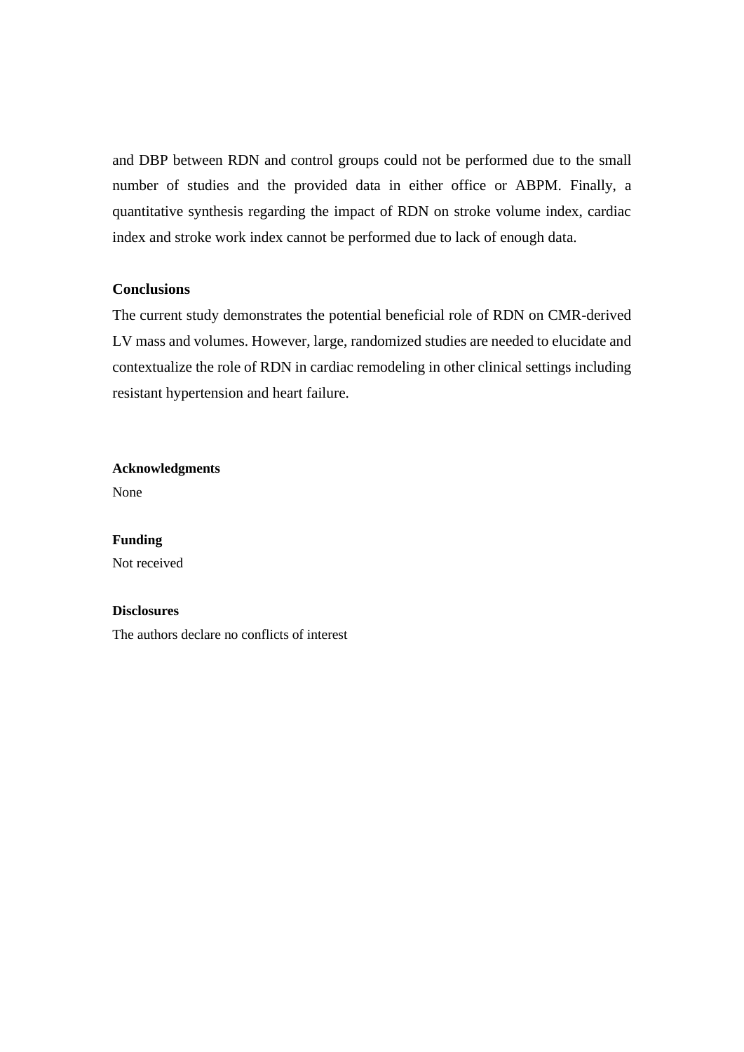and DBP between RDN and control groups could not be performed due to the small number of studies and the provided data in either office or ABPM. Finally, a quantitative synthesis regarding the impact of RDN on stroke volume index, cardiac index and stroke work index cannot be performed due to lack of enough data.

## Conclusions

The current study demonstrates the potential beneficial role of RDN on CMR-derived LV mass and volumes. However, large, randomized studies are needed to elucidate and contextualize the role of RDN in cardiac remodeling in other clinical settings including resistant hypertension and heart failure.

## Acknowledgments

None

## Funding

Not received

## Disclosures

The authors declare no conflicts of interest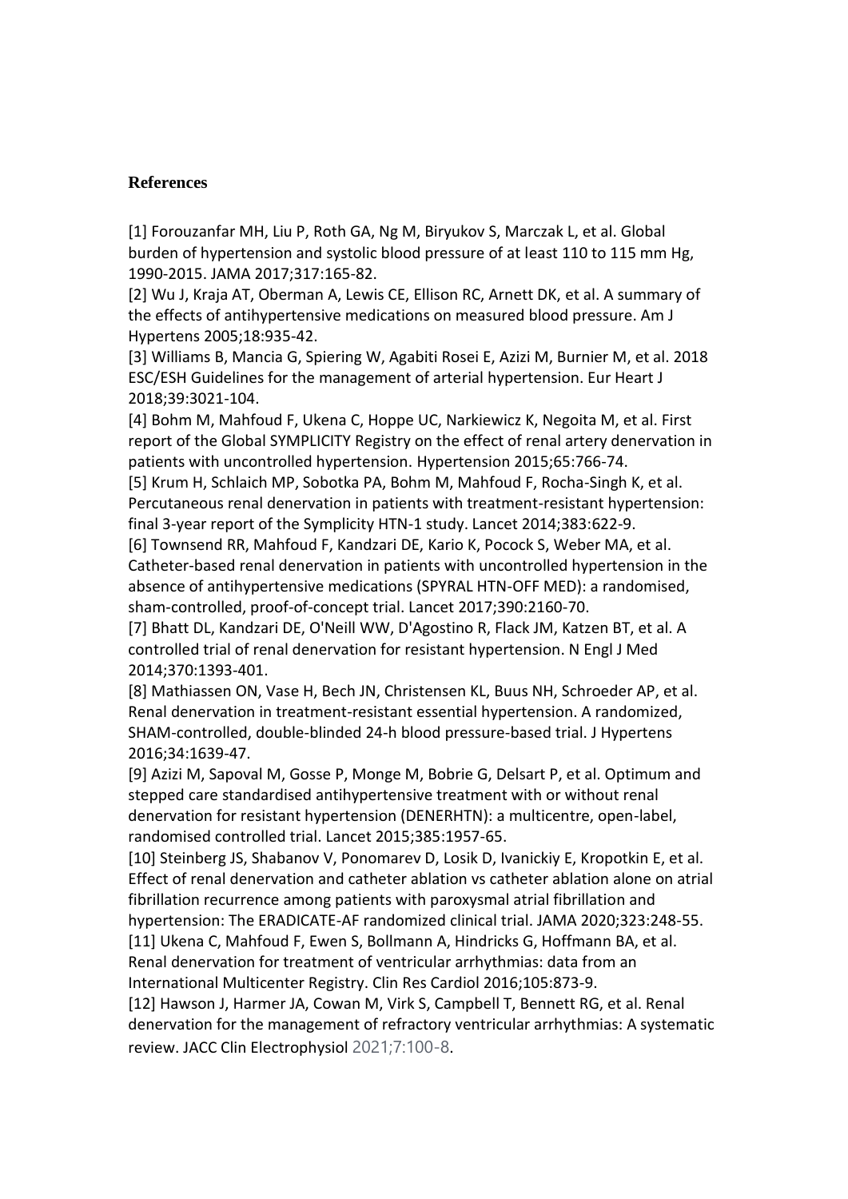## References

[1] Forouzanfar MH, Liu P, Roth GA, Ng M, Biryukov S, Marczak L, et al. Global burden of hypertension and systolic blood pressure of at least 110 to 115 mm Hg, 1990-2015. JAMA 2017;317:165-82.

[2] Wu J, Kraja AT, Oberman A, Lewis CE, Ellison RC, Arnett DK, et al. A summary of the effects of antihypertensive medications on measured blood pressure. Am J Hypertens 2005;18:935-42.

[3] Williams B, Mancia G, Spiering W, Agabiti Rosei E, Azizi M, Burnier M, et al. 2018 ESC/ESH Guidelines for the management of arterial hypertension. Eur Heart J 2018;39:3021-104.

[4] Bohm M, Mahfoud F, Ukena C, Hoppe UC, Narkiewicz K, Negoita M, et al. First report of the Global SYMPLICITY Registry on the effect of renal artery denervation in patients with uncontrolled hypertension. Hypertension 2015;65:766-74.

[5] Krum H, Schlaich MP, Sobotka PA, Bohm M, Mahfoud F, Rocha-Singh K, et al. Percutaneous renal denervation in patients with treatment-resistant hypertension: final 3-year report of the Symplicity HTN-1 study. Lancet 2014;383:622-9.

[6] Townsend RR, Mahfoud F, Kandzari DE, Kario K, Pocock S, Weber MA, et al. Catheter-based renal denervation in patients with uncontrolled hypertension in the absence of antihypertensive medications (SPYRAL HTN-OFF MED): a randomised, sham-controlled, proof-of-concept trial. Lancet 2017;390:2160-70.

[7] Bhatt DL, Kandzari DE, O'Neill WW, D'Agostino R, Flack JM, Katzen BT, et al. A controlled trial of renal denervation for resistant hypertension. N Engl J Med 2014;370:1393-401.

[8] Mathiassen ON, Vase H, Bech JN, Christensen KL, Buus NH, Schroeder AP, et al. Renal denervation in treatment-resistant essential hypertension. A randomized, SHAM-controlled, double-blinded 24-h blood pressure-based trial. J Hypertens 2016;34:1639-47.

[9] Azizi M, Sapoval M, Gosse P, Monge M, Bobrie G, Delsart P, et al. Optimum and stepped care standardised antihypertensive treatment with or without renal denervation for resistant hypertension (DENERHTN): a multicentre, open-label, randomised controlled trial. Lancet 2015;385:1957-65.

[10] Steinberg JS, Shabanov V, Ponomarev D, Losik D, Ivanickiy E, Kropotkin E, et al. Effect of renal denervation and catheter ablation vs catheter ablation alone on atrial fibrillation recurrence among patients with paroxysmal atrial fibrillation and hypertension: The ERADICATE-AF randomized clinical trial. JAMA 2020;323:248-55.

[11] Ukena C, Mahfoud F, Ewen S, Bollmann A, Hindricks G, Hoffmann BA, et al. Renal denervation for treatment of ventricular arrhythmias: data from an International Multicenter Registry. Clin Res Cardiol 2016;105:873-9.

[12] Hawson J, Harmer JA, Cowan M, Virk S, Campbell T, Bennett RG, et al. Renal denervation for the management of refractory ventricular arrhythmias: A systematic review. JACC Clin Electrophysiol 2021;7:100-8.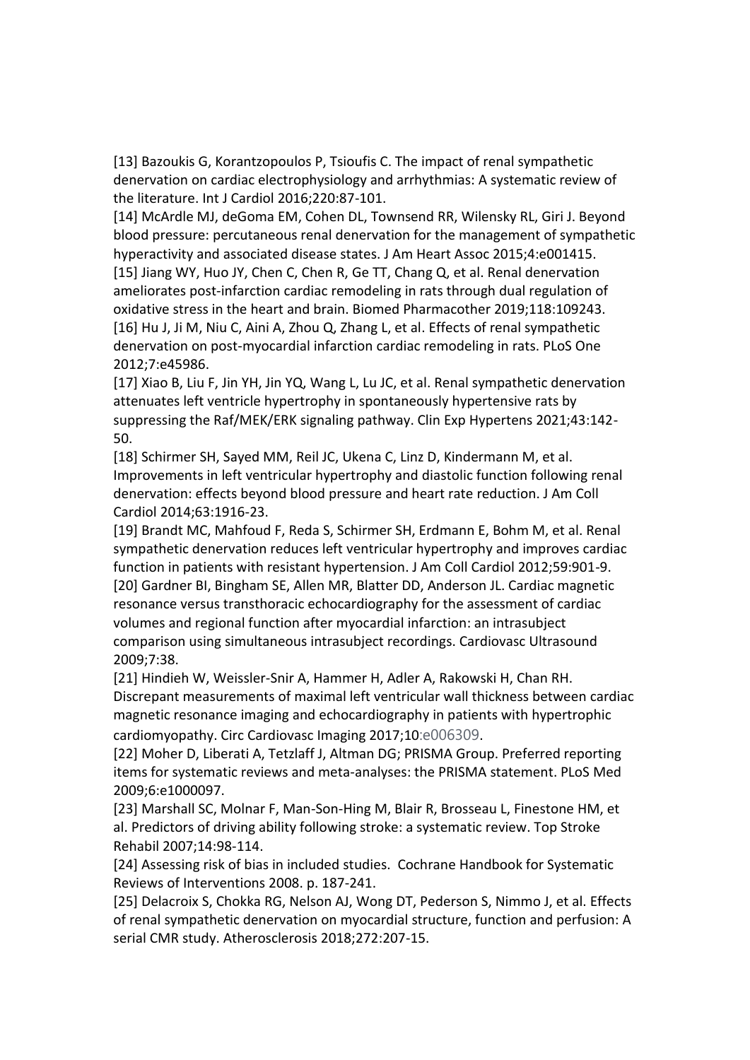[13] Bazoukis G, Korantzopoulos P, Tsioufis C. The impact of renal sympathetic denervation on cardiac electrophysiology and arrhythmias: A systematic review of the literature. Int J Cardiol 2016;220:87-101.

[14] McArdle MJ, deGoma EM, Cohen DL, Townsend RR, Wilensky RL, Giri J. Beyond blood pressure: percutaneous renal denervation for the management of sympathetic hyperactivity and associated disease states. J Am Heart Assoc 2015;4:e001415.

[15] Jiang WY, Huo JY, Chen C, Chen R, Ge TT, Chang Q, et al. Renal denervation ameliorates post-infarction cardiac remodeling in rats through dual regulation of oxidative stress in the heart and brain. Biomed Pharmacother 2019;118:109243.

[16] Hu J, Ji M, Niu C, Aini A, Zhou Q, Zhang L, et al. Effects of renal sympathetic denervation on post-myocardial infarction cardiac remodeling in rats. PLoS One 2012;7:e45986.

[17] Xiao B, Liu F, Jin YH, Jin YQ, Wang L, Lu JC, et al. Renal sympathetic denervation attenuates left ventricle hypertrophy in spontaneously hypertensive rats by suppressing the Raf/MEK/ERK signaling pathway. Clin Exp Hypertens 2021;43:142-50.

[18] Schirmer SH, Sayed MM, Reil JC, Ukena C, Linz D, Kindermann M, et al. Improvements in left ventricular hypertrophy and diastolic function following renal denervation: effects beyond blood pressure and heart rate reduction. J Am Coll Cardiol 2014;63:1916-23.

[19] Brandt MC, Mahfoud F, Reda S, Schirmer SH, Erdmann E, Bohm M, et al. Renal sympathetic denervation reduces left ventricular hypertrophy and improves cardiac function in patients with resistant hypertension. J Am Coll Cardiol 2012;59:901-9.

[20] Gardner BI, Bingham SE, Allen MR, Blatter DD, Anderson JL. Cardiac magnetic resonance versus transthoracic echocardiography for the assessment of cardiac volumes and regional function after myocardial infarction: an intrasubject comparison using simultaneous intrasubject recordings. Cardiovasc Ultrasound 2009;7:38.

[21] Hindieh W, Weissler-Snir A, Hammer H, Adler A, Rakowski H, Chan RH. Discrepant measurements of maximal left ventricular wall thickness between cardiac magnetic resonance imaging and echocardiography in patients with hypertrophic cardiomyopathy. Circ Cardiovasc Imaging 2017;10:e006309.

[22] Moher D, Liberati A, Tetzlaff J, Altman DG; PRISMA Group. Preferred reporting items for systematic reviews and meta-analyses: the PRISMA statement. PLoS Med 2009;6:e1000097.

[23] Marshall SC, Molnar F, Man-Son-Hing M, Blair R, Brosseau L, Finestone HM, et al. Predictors of driving ability following stroke: a systematic review. Top Stroke Rehabil 2007;14:98-114.

[24] Assessing risk of bias in included studies. Cochrane Handbook for Systematic Reviews of Interventions 2008. p. 187-241.

[25] Delacroix S, Chokka RG, Nelson AJ, Wong DT, Pederson S, Nimmo J, et al. Effects of renal sympathetic denervation on myocardial structure, function and perfusion: A serial CMR study. Atherosclerosis 2018;272:207-15.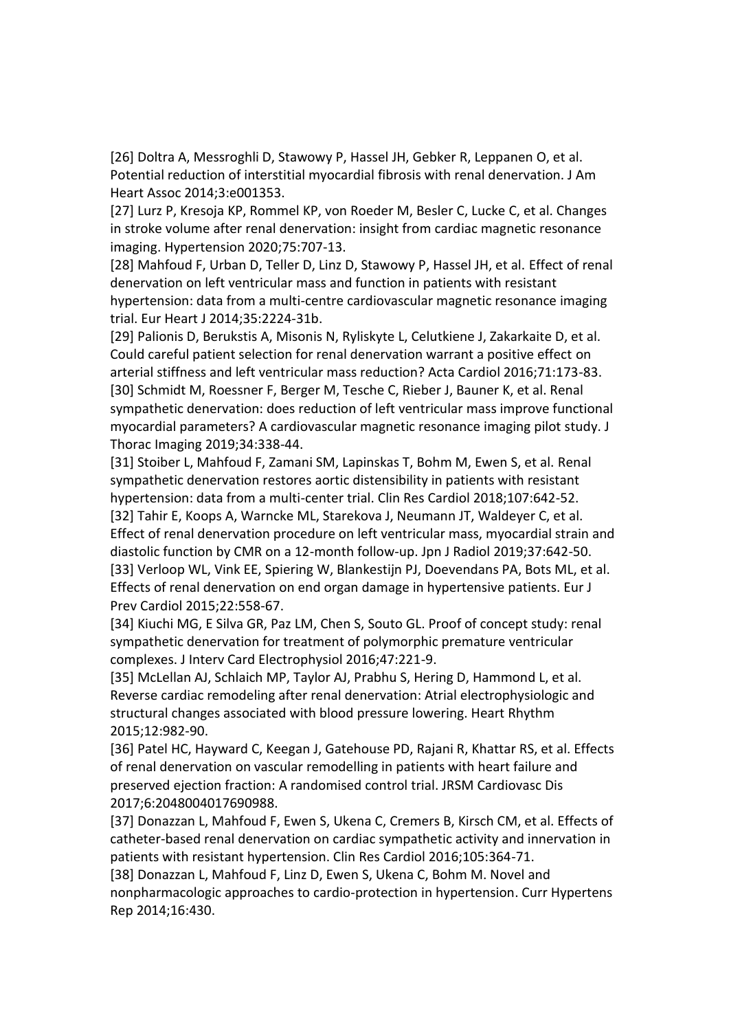[26] Doltra A, Messroghli D, Stawowy P, Hassel JH, Gebker R, Leppanen O, et al. Potential reduction of interstitial myocardial fibrosis with renal denervation. J Am Heart Assoc 2014;3:e001353.

[27] Lurz P, Kresoja KP, Rommel KP, von Roeder M, Besler C, Lucke C, et al. Changes in stroke volume after renal denervation: insight from cardiac magnetic resonance imaging. Hypertension 2020;75:707-13.

[28] Mahfoud F, Urban D, Teller D, Linz D, Stawowy P, Hassel JH, et al. Effect of renal denervation on left ventricular mass and function in patients with resistant hypertension: data from a multi-centre cardiovascular magnetic resonance imaging trial. Eur Heart J 2014;35:2224-31b.

[29] Palionis D, Berukstis A, Misonis N, Ryliskyte L, Celutkiene J, Zakarkaite D, et al. Could careful patient selection for renal denervation warrant a positive effect on arterial stiffness and left ventricular mass reduction? Acta Cardiol 2016;71:173-83.

[30] Schmidt M, Roessner F, Berger M, Tesche C, Rieber J, Bauner K, et al. Renal sympathetic denervation: does reduction of left ventricular mass improve functional myocardial parameters? A cardiovascular magnetic resonance imaging pilot study. J Thorac Imaging 2019;34:338-44.

[31] Stoiber L, Mahfoud F, Zamani SM, Lapinskas T, Bohm M, Ewen S, et al. Renal sympathetic denervation restores aortic distensibility in patients with resistant hypertension: data from a multi-center trial. Clin Res Cardiol 2018;107:642-52.

[32] Tahir E, Koops A, Warncke ML, Starekova J, Neumann JT, Waldeyer C, et al. Effect of renal denervation procedure on left ventricular mass, myocardial strain and diastolic function by CMR on a 12-month follow-up. Jpn J Radiol 2019;37:642-50.

[33] Verloop WL, Vink EE, Spiering W, Blankestijn PJ, Doevendans PA, Bots ML, et al. Effects of renal denervation on end organ damage in hypertensive patients. Eur J Prev Cardiol 2015;22:558-67.

[34] Kiuchi MG, E Silva GR, Paz LM, Chen S, Souto GL. Proof of concept study: renal sympathetic denervation for treatment of polymorphic premature ventricular complexes. J Interv Card Electrophysiol 2016;47:221-9.

[35] McLellan AJ, Schlaich MP, Taylor AJ, Prabhu S, Hering D, Hammond L, et al. Reverse cardiac remodeling after renal denervation: Atrial electrophysiologic and structural changes associated with blood pressure lowering. Heart Rhythm 2015;12:982-90.

[36] Patel HC, Hayward C, Keegan J, Gatehouse PD, Rajani R, Khattar RS, et al. Effects of renal denervation on vascular remodelling in patients with heart failure and preserved ejection fraction: A randomised control trial. JRSM Cardiovasc Dis 2017;6:2048004017690988.

[37] Donazzan L, Mahfoud F, Ewen S, Ukena C, Cremers B, Kirsch CM, et al. Effects of catheter-based renal denervation on cardiac sympathetic activity and innervation in patients with resistant hypertension. Clin Res Cardiol 2016;105:364-71.

[38] Donazzan L, Mahfoud F, Linz D, Ewen S, Ukena C, Bohm M. Novel and nonpharmacologic approaches to cardio-protection in hypertension. Curr Hypertens Rep 2014;16:430.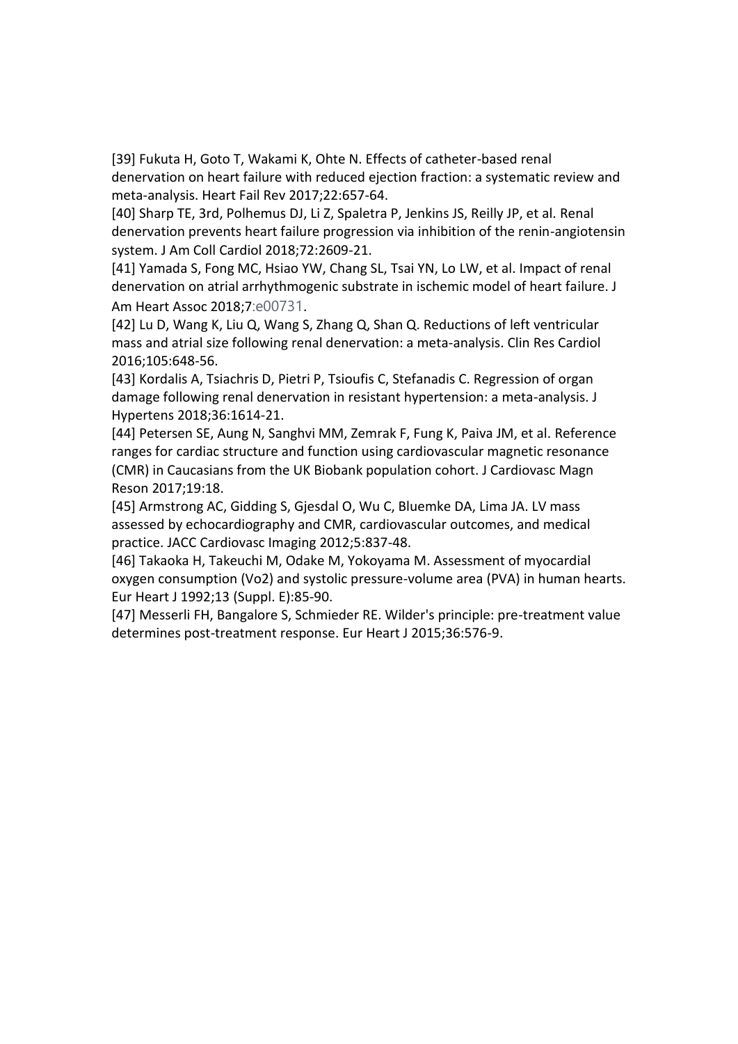[39] Fukuta H, Goto T, Wakami K, Ohte N. Effects of catheter-based renal denervation on heart failure with reduced ejection fraction: a systematic review and meta-analysis. Heart Fail Rev 2017;22:657-64.

[40] Sharp TE, 3rd, Polhemus DJ, Li Z, Spaletra P, Jenkins JS, Reilly JP, et al. Renal denervation prevents heart failure progression via inhibition of the renin-angiotensin system. J Am Coll Cardiol 2018;72:2609-21.

[41] Yamada S, Fong MC, Hsiao YW, Chang SL, Tsai YN, Lo LW, et al. Impact of renal denervation on atrial arrhythmogenic substrate in ischemic model of heart failure. J Am Heart Assoc 2018;7:e00731.

[42] Lu D, Wang K, Liu Q, Wang S, Zhang Q, Shan Q. Reductions of left ventricular mass and atrial size following renal denervation: a meta-analysis. Clin Res Cardiol 2016;105:648-56.

[43] Kordalis A, Tsiachris D, Pietri P, Tsioufis C, Stefanadis C. Regression of organ damage following renal denervation in resistant hypertension: a meta-analysis. J Hypertens 2018;36:1614-21.

[44] Petersen SE, Aung N, Sanghvi MM, Zemrak F, Fung K, Paiva JM, et al. Reference ranges for cardiac structure and function using cardiovascular magnetic resonance (CMR) in Caucasians from the UK Biobank population cohort. J Cardiovasc Magn Reson 2017;19:18.

[45] Armstrong AC, Gidding S, Gjesdal O, Wu C, Bluemke DA, Lima JA. LV mass assessed by echocardiography and CMR, cardiovascular outcomes, and medical practice. JACC Cardiovasc Imaging 2012;5:837-48.

[46] Takaoka H, Takeuchi M, Odake M, Yokoyama M. Assessment of myocardial oxygen consumption (Vo2) and systolic pressure-volume area (PVA) in human hearts. Eur Heart J 1992;13 (Suppl. E):85-90.

[47] Messerli FH, Bangalore S, Schmieder RE. Wilder's principle: pre-treatment value determines post-treatment response. Eur Heart J 2015;36:576-9.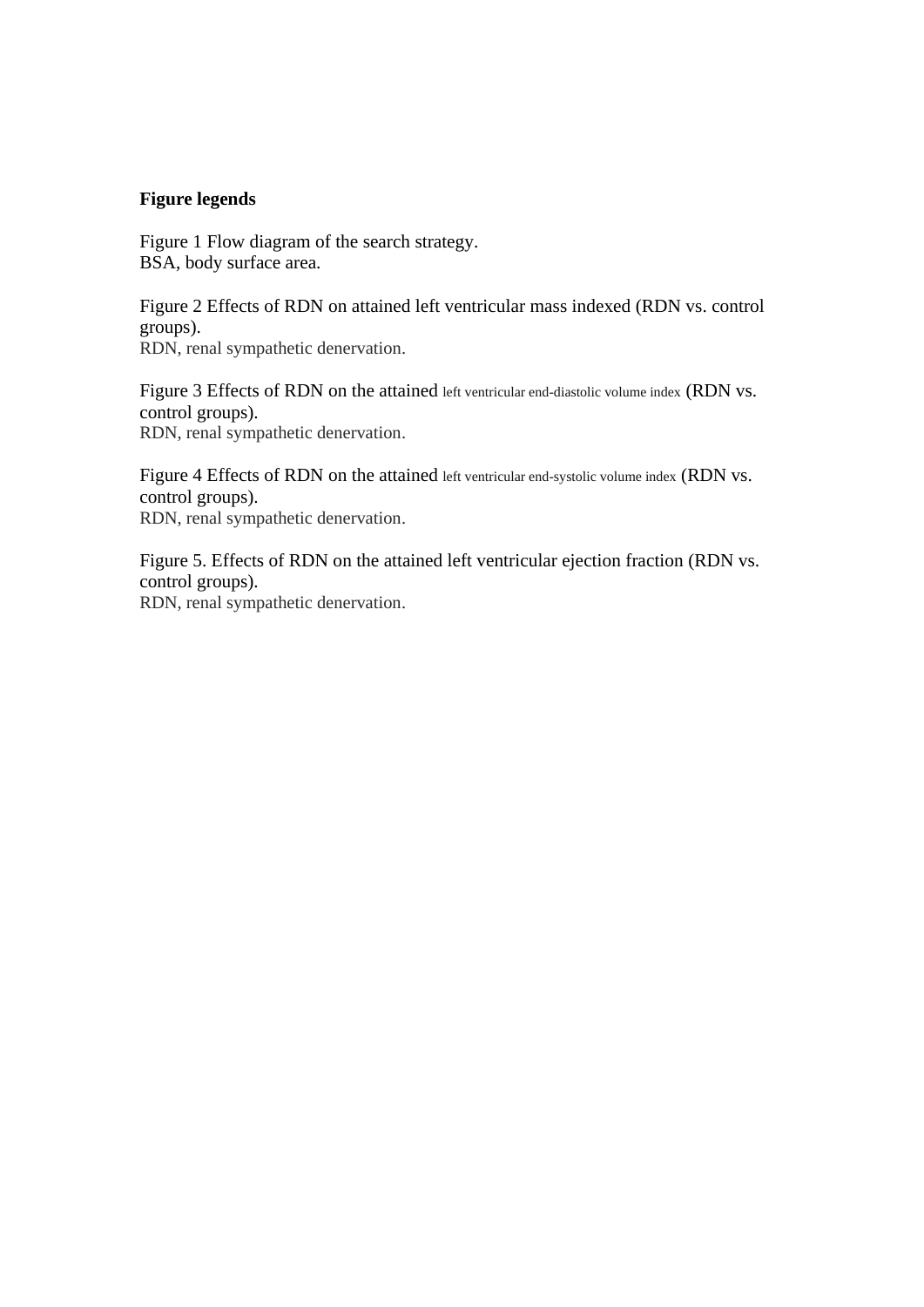**Figure legends**

Figure 1 Flow diagram of the search strategy.
BSA, body surface area.

Figure 2 Effects of RDN on attained left ventricular mass indexed (RDN vs. control groups).
RDN, renal sympathetic denervation.

Figure 3 Effects of RDN on the attained left ventricular end-diastolic volume index (RDN vs. control groups).
RDN, renal sympathetic denervation.

Figure 4 Effects of RDN on the attained left ventricular end-systolic volume index (RDN vs. control groups).
RDN, renal sympathetic denervation.

Figure 5. Effects of RDN on the attained left ventricular ejection fraction (RDN vs. control groups).
RDN, renal sympathetic denervation.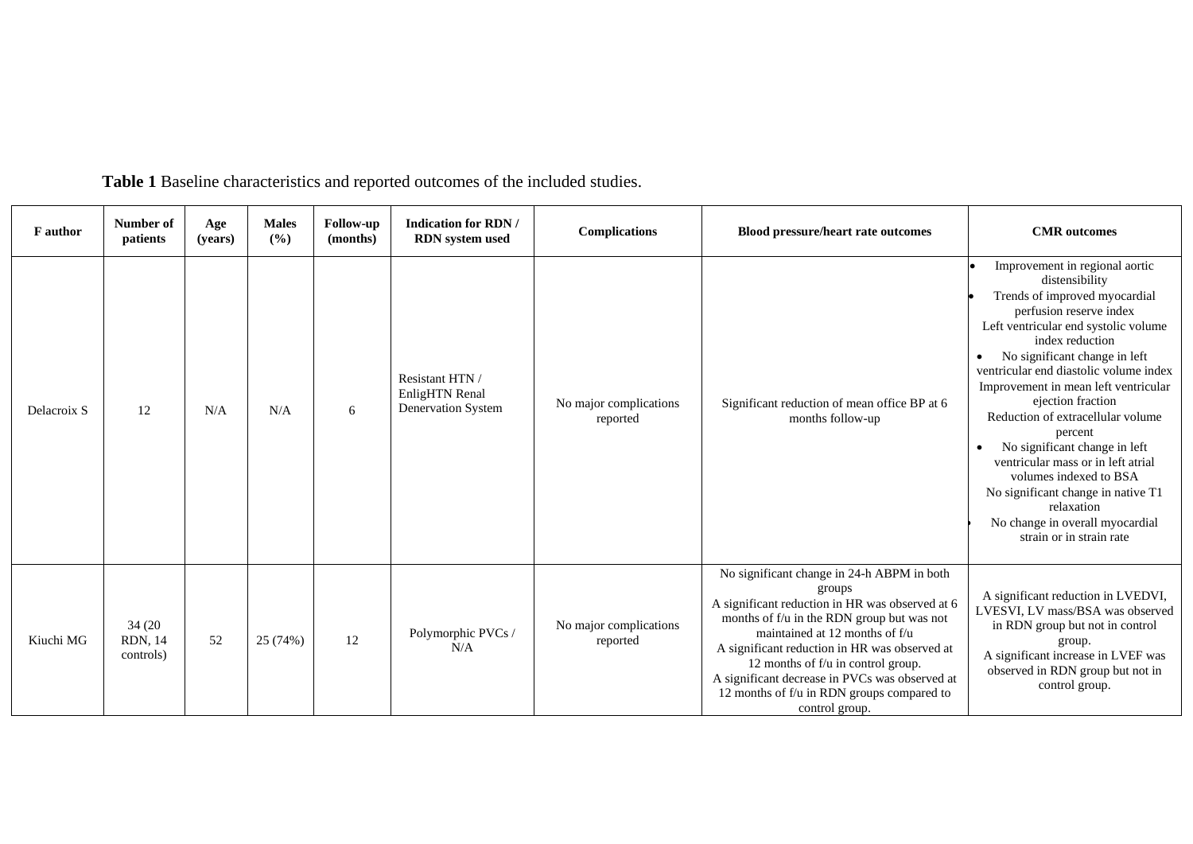**Table 1** Baseline characteristics and reported outcomes of the included studies.

| F author | Number of patients | Age (years) | Males (%) | Follow-up (months) | Indication for RDN / RDN system used | Complications | Blood pressure/heart rate outcomes | CMR outcomes |
|---|---|---|---|---|---|---|---|---|
| Delacroix S | 12 | N/A | N/A | 6 | Resistant HTN / EnligHTN Renal Denervation System | No major complications reported | Significant reduction of mean office BP at 6 months follow-up | • Improvement in regional aortic distensibility<br>• Trends of improved myocardial perfusion reserve index<br>Left ventricular end systolic volume index reduction<br>• No significant change in left ventricular end diastolic volume index<br>Improvement in mean left ventricular ejection fraction<br>Reduction of extracellular volume percent<br>• No significant change in left ventricular mass or in left atrial volumes indexed to BSA<br>No significant change in native T1 relaxation<br>• No change in overall myocardial strain or in strain rate |
| Kiuchi MG | 34 (20 RDN, 14 controls) | 52 | 25 (74%) | 12 | Polymorphic PVCs / N/A | No major complications reported | No significant change in 24-h ABPM in both groups<br>A significant reduction in HR was observed at 6 months of f/u in the RDN group but was not maintained at 12 months of f/u<br>A significant reduction in HR was observed at 12 months of f/u in control group.<br>A significant decrease in PVCs was observed at 12 months of f/u in RDN groups compared to control group. | A significant reduction in LVEDVI, LVESVI, LV mass/BSA was observed in RDN group but not in control group.<br>A significant increase in LVEF was observed in RDN group but not in control group. |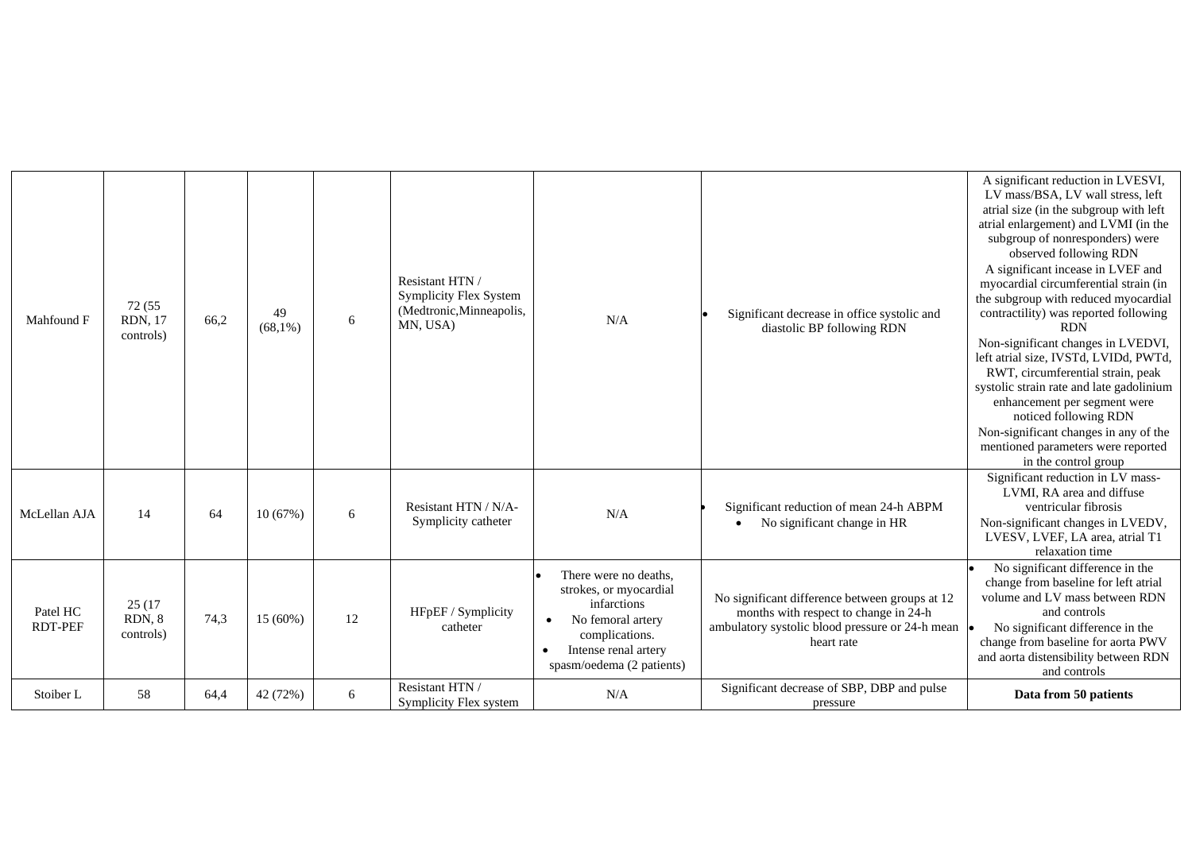| | | | | | | | | |
|---|---|---|---|---|---|---|---|---|
| Mahfound F | 72 (55 RDN, 17 controls) | 66,2 | 49 (68,1%) | 6 | Resistant HTN / Symplicity Flex System (Medtronic,Minneapolis, MN, USA) | N/A | • Significant decrease in office systolic and diastolic BP following RDN | A significant reduction in LVESVI, LV mass/BSA, LV wall stress, left atrial size (in the subgroup with left atrial enlargement) and LVMI (in the subgroup of nonresponders) were observed following RDN<br>A significant inceas in LVEF and myocardial circumferential strain (in the subgroup with reduced myocardial contractility) was reported following RDN<br>Non-significant changes in LVEDVI, left atrial size, IVSTd, LVIDd, PWTd, RWT, circumferential strain, peak systolic strain rate and late gadolinium enhancement per segment were noticed following RDN<br>Non-significant changes in any of the mentioned parameters were reported in the control group |
| McLellan AJA | 14 | 64 | 10 (67%) | 6 | Resistant HTN / N/A-Symplicity catheter | N/A | • Significant reduction of mean 24-h ABPM<br>• No significant change in HR | Significant reduction in LV mass-LVMI, RA area and diffuse ventricular fibrosis<br>Non-significant changes in LVEDV, LVESV, LVEF, LA area, atrial T1 relaxation time |
| Patel HC RDT-PEF | 25 (17 RDN, 8 controls) | 74,3 | 15 (60%) | 12 | HFpEF / Symplicity catheter | • There were no deaths, strokes, or myocardial infarctions<br>• No femoral artery complications.<br>• Intense renal artery spasm/oedema (2 patients) | No significant difference between groups at 12 months with respect to change in 24-h ambulatory systolic blood pressure or 24-h mean heart rate | • No significant difference in the change from baseline for left atrial volume and LV mass between RDN and controls<br>• No significant difference in the change from baseline for aorta PWV and aorta distensibility between RDN and controls |
| Stoiber L | 58 | 64,4 | 42 (72%) | 6 | Resistant HTN / Symplicity Flex system | N/A | Significant decrease of SBP, DBP and pulse pressure | **Data from 50 patients** |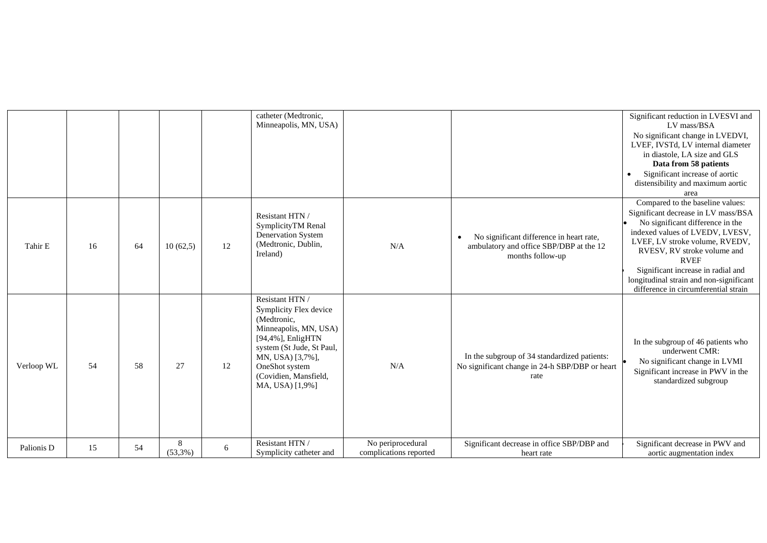| | | | | | | | | |
|---|---|---|---|---|---|---|---|---|
| | | | | | catheter (Medtronic, Minneapolis, MN, USA) | | | Significant reduction in LVESVI and LV mass/BSA<br>No significant change in LVEDVI, LVEF, IVSTd, LV internal diameter in diastole, LA size and GLS<br>**Data from 58 patients**<br>• Significant increase of aortic distensibility and maximum aortic area |
| Tahir E | 16 | 64 | 10 (62,5) | 12 | Resistant HTN / SymplicityTM Renal Denervation System (Medtronic, Dublin, Ireland) | N/A | • No significant difference in heart rate, ambulatory and office SBP/DBP at the 12 months follow-up | Compared to the baseline values:<br>Significant decrease in LV mass/BSA<br>• No significant difference in the indexed values of LVEDV, LVESV, LVEF, LV stroke volume, RVEDV, RVESV, RV stroke volume and RVEF<br>• Significant increase in radial and longitudinal strain and non-significant difference in circumferential strain |
| Verloop WL | 54 | 58 | 27 | 12 | Resistant HTN / Symplicity Flex device (Medtronic, Minneapolis, MN, USA) [94,4%], EnligHTN system (St Jude, St Paul, MN, USA) [3,7%], OneShot system (Covidien, Mansfield, MA, USA) [1,9%] | N/A | In the subgroup of 34 standardized patients: No significant change in 24-h SBP/DBP or heart rate | In the subgroup of 46 patients who underwent CMR:<br>• No significant change in LVMI<br>Significant increase in PWV in the standardized subgroup |
| Palionis D | 15 | 54 | 8 (53,3%) | 6 | Resistant HTN / Symplicity catheter and | No periprocedural complications reported | Significant decrease in office SBP/DBP and heart rate | • Significant decrease in PWV and aortic augmentation index |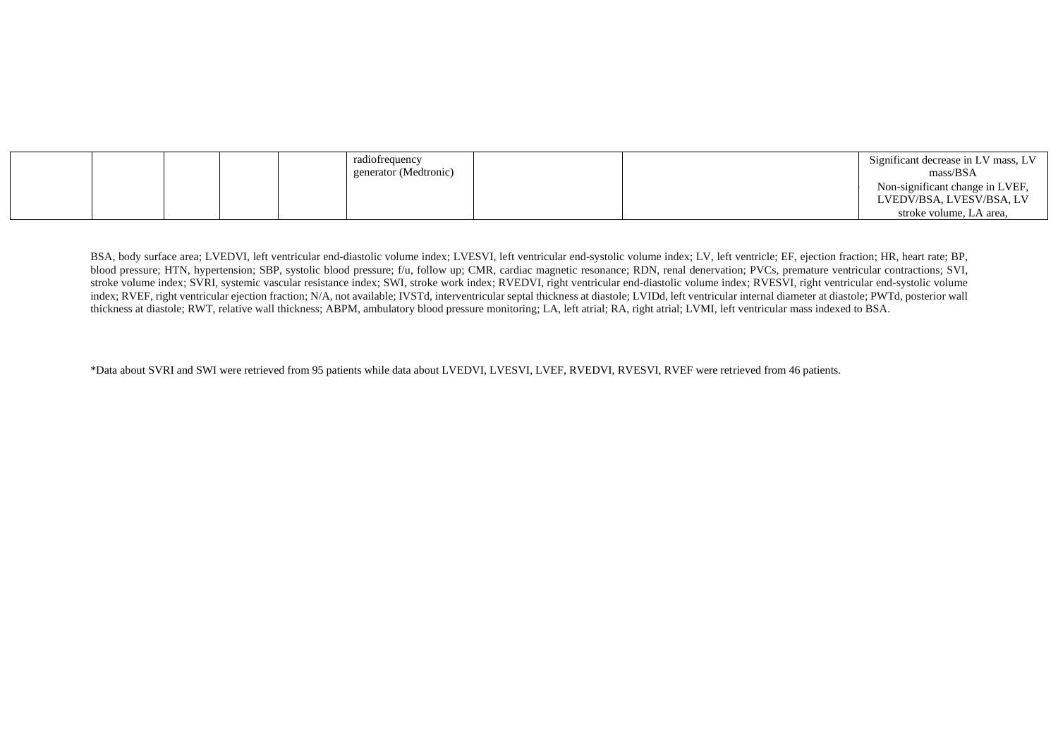| | | | | | | | | |
|---|---|---|---|---|---|---|---|---|
| | | | | | radiofrequency generator (Medtronic) | | | Significant decrease in LV mass, LV mass/BSA<br>Non-significant change in LVEF, LVEDV/BSA, LVESV/BSA, LV stroke volume, LA area, |

BSA, body surface area; LVEDVI, left ventricular end-diastolic volume index; LVESVI, left ventricular end-systolic volume index; LV, left ventricle; EF, ejection fraction; HR, heart rate; BP, blood pressure; HTN, hypertension; SBP, systolic blood pressure; f/u, follow up; CMR, cardiac magnetic resonance; RDN, renal denervation; PVCs, premature ventricular contractions; SVI, stroke volume index; SVRI, systemic vascular resistance index; SWI, stroke work index; RVEDVI, right ventricular end-diastolic volume index; RVESVI, right ventricular end-systolic volume index; RVEF, right ventricular ejection fraction; N/A, not available; IVSTd, interventricular septal thickness at diastole; LVIDd, left ventricular internal diameter at diastole; PWTd, posterior wall thickness at diastole; RWT, relative wall thickness; ABPM, ambulatory blood pressure monitoring; LA, left atrial; RA, right atrial; LVMI, left ventricular mass indexed to BSA.

*Data about SVRI and SWI were retrieved from 95 patients while data about LVEDVI, LVESVI, LVEF, RVEDVI, RVESVI, RVEF were retrieved from 46 patients.